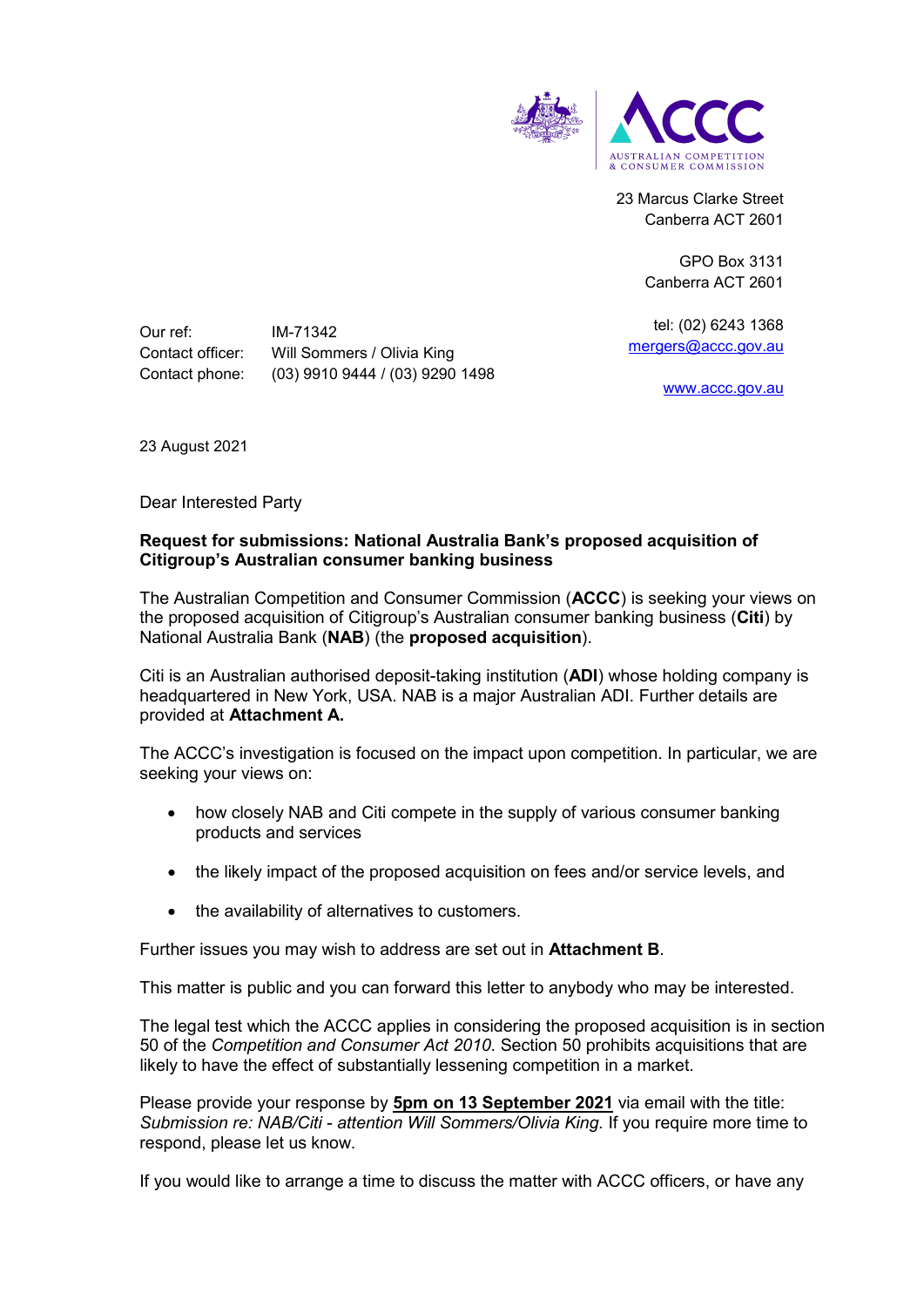AUSTRALIAN COMPETITION & CONSUMER COMMISSION

23 Marcus Clarke Street
Canberra ACT 2601

GPO Box 3131
Canberra ACT 2601

tel: (02) 6243 1368
mergers@accc.gov.au

www.accc.gov.au

Our ref: IM-71342
Contact officer: Will Sommers / Olivia King
Contact phone: (03) 9910 9444 / (03) 9290 1498

23 August 2021

Dear Interested Party

**Request for submissions: National Australia Bank's proposed acquisition of Citigroup's Australian consumer banking business**

The Australian Competition and Consumer Commission (**ACCC**) is seeking your views on the proposed acquisition of Citigroup's Australian consumer banking business (**Citi**) by National Australia Bank (**NAB**) (the **proposed acquisition**).

Citi is an Australian authorised deposit-taking institution (**ADI**) whose holding company is headquartered in New York, USA. NAB is a major Australian ADI. Further details are provided at **Attachment A.**

The ACCC's investigation is focused on the impact upon competition. In particular, we are seeking your views on:

- how closely NAB and Citi compete in the supply of various consumer banking products and services
- the likely impact of the proposed acquisition on fees and/or service levels, and
- the availability of alternatives to customers.

Further issues you may wish to address are set out in **Attachment B**.

This matter is public and you can forward this letter to anybody who may be interested.

The legal test which the ACCC applies in considering the proposed acquisition is in section 50 of the *Competition and Consumer Act 2010*. Section 50 prohibits acquisitions that are likely to have the effect of substantially lessening competition in a market.

Please provide your response by **5pm on 13 September 2021** via email with the title: *Submission re: NAB/Citi - attention Will Sommers/Olivia King.* If you require more time to respond, please let us know.

If you would like to arrange a time to discuss the matter with ACCC officers, or have any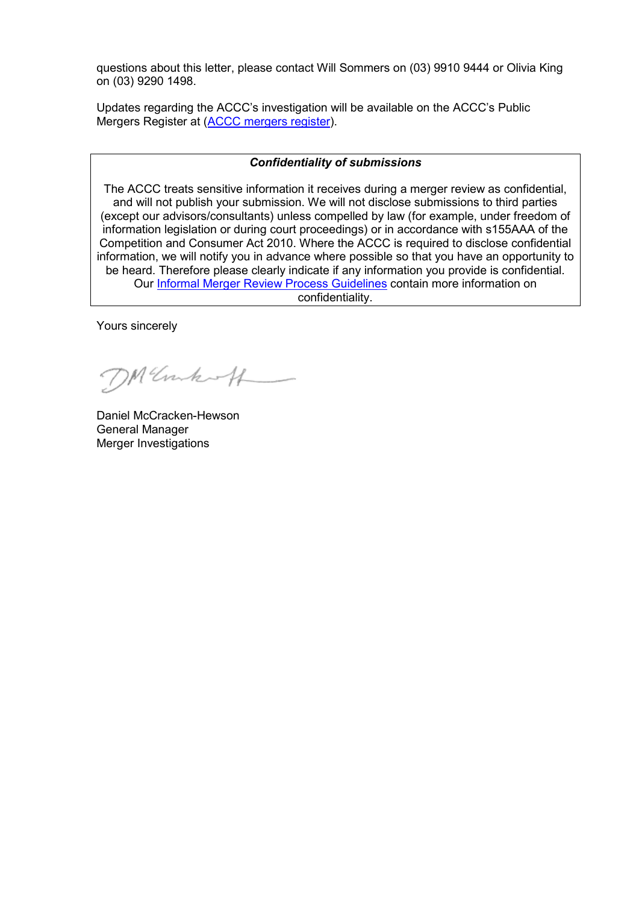questions about this letter, please contact Will Sommers on (03) 9910 9444 or Olivia King on (03) 9290 1498.

Updates regarding the ACCC's investigation will be available on the ACCC's Public Mergers Register at (ACCC mergers register).

| ***Confidentiality of submissions*** |
| --- |
| The ACCC treats sensitive information it receives during a merger review as confidential, and will not publish your submission. We will not disclose submissions to third parties (except our advisors/consultants) unless compelled by law (for example, under freedom of information legislation or during court proceedings) or in accordance with s155AAA of the Competition and Consumer Act 2010. Where the ACCC is required to disclose confidential information, we will notify you in advance where possible so that you have an opportunity to be heard. Therefore please clearly indicate if any information you provide is confidential. Our Informal Merger Review Process Guidelines contain more information on confidentiality. |

Yours sincerely

Daniel McCracken-Hewson
General Manager
Merger Investigations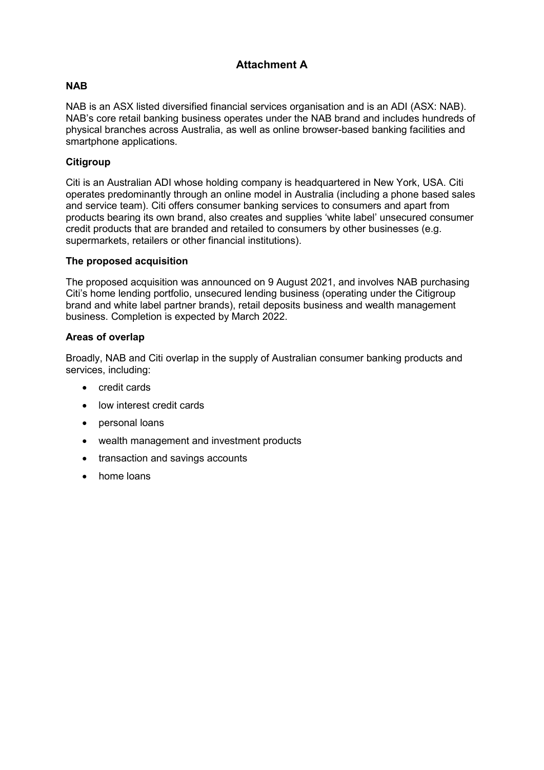# Attachment A

## NAB

NAB is an ASX listed diversified financial services organisation and is an ADI (ASX: NAB). NAB's core retail banking business operates under the NAB brand and includes hundreds of physical branches across Australia, as well as online browser-based banking facilities and smartphone applications.

## Citigroup

Citi is an Australian ADI whose holding company is headquartered in New York, USA. Citi operates predominantly through an online model in Australia (including a phone based sales and service team). Citi offers consumer banking services to consumers and apart from products bearing its own brand, also creates and supplies 'white label' unsecured consumer credit products that are branded and retailed to consumers by other businesses (e.g. supermarkets, retailers or other financial institutions).

## The proposed acquisition

The proposed acquisition was announced on 9 August 2021, and involves NAB purchasing Citi's home lending portfolio, unsecured lending business (operating under the Citigroup brand and white label partner brands), retail deposits business and wealth management business. Completion is expected by March 2022.

## Areas of overlap

Broadly, NAB and Citi overlap in the supply of Australian consumer banking products and services, including:

- credit cards
- low interest credit cards
- personal loans
- wealth management and investment products
- transaction and savings accounts
- home loans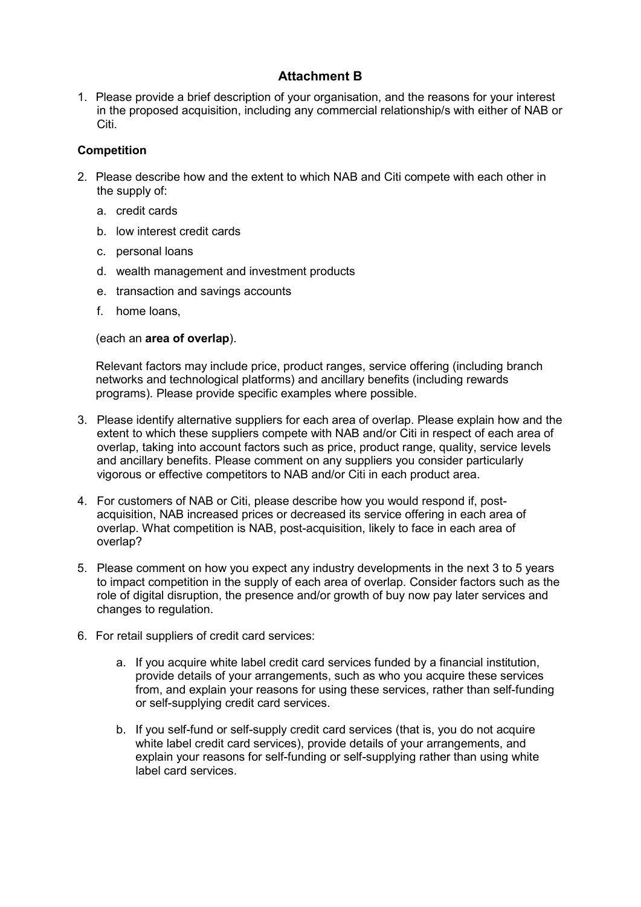## Attachment B

1. Please provide a brief description of your organisation, and the reasons for your interest in the proposed acquisition, including any commercial relationship/s with either of NAB or Citi.

**Competition**

2. Please describe how and the extent to which NAB and Citi compete with each other in the supply of:

   a. credit cards

   b. low interest credit cards

   c. personal loans

   d. wealth management and investment products

   e. transaction and savings accounts

   f. home loans,

   (each an **area of overlap**).

   Relevant factors may include price, product ranges, service offering (including branch networks and technological platforms) and ancillary benefits (including rewards programs). Please provide specific examples where possible.

3. Please identify alternative suppliers for each area of overlap. Please explain how and the extent to which these suppliers compete with NAB and/or Citi in respect of each area of overlap, taking into account factors such as price, product range, quality, service levels and ancillary benefits. Please comment on any suppliers you consider particularly vigorous or effective competitors to NAB and/or Citi in each product area.

4. For customers of NAB or Citi, please describe how you would respond if, post-acquisition, NAB increased prices or decreased its service offering in each area of overlap. What competition is NAB, post-acquisition, likely to face in each area of overlap?

5. Please comment on how you expect any industry developments in the next 3 to 5 years to impact competition in the supply of each area of overlap. Consider factors such as the role of digital disruption, the presence and/or growth of buy now pay later services and changes to regulation.

6. For retail suppliers of credit card services:

   a. If you acquire white label credit card services funded by a financial institution, provide details of your arrangements, such as who you acquire these services from, and explain your reasons for using these services, rather than self-funding or self-supplying credit card services.

   b. If you self-fund or self-supply credit card services (that is, you do not acquire white label credit card services), provide details of your arrangements, and explain your reasons for self-funding or self-supplying rather than using white label card services.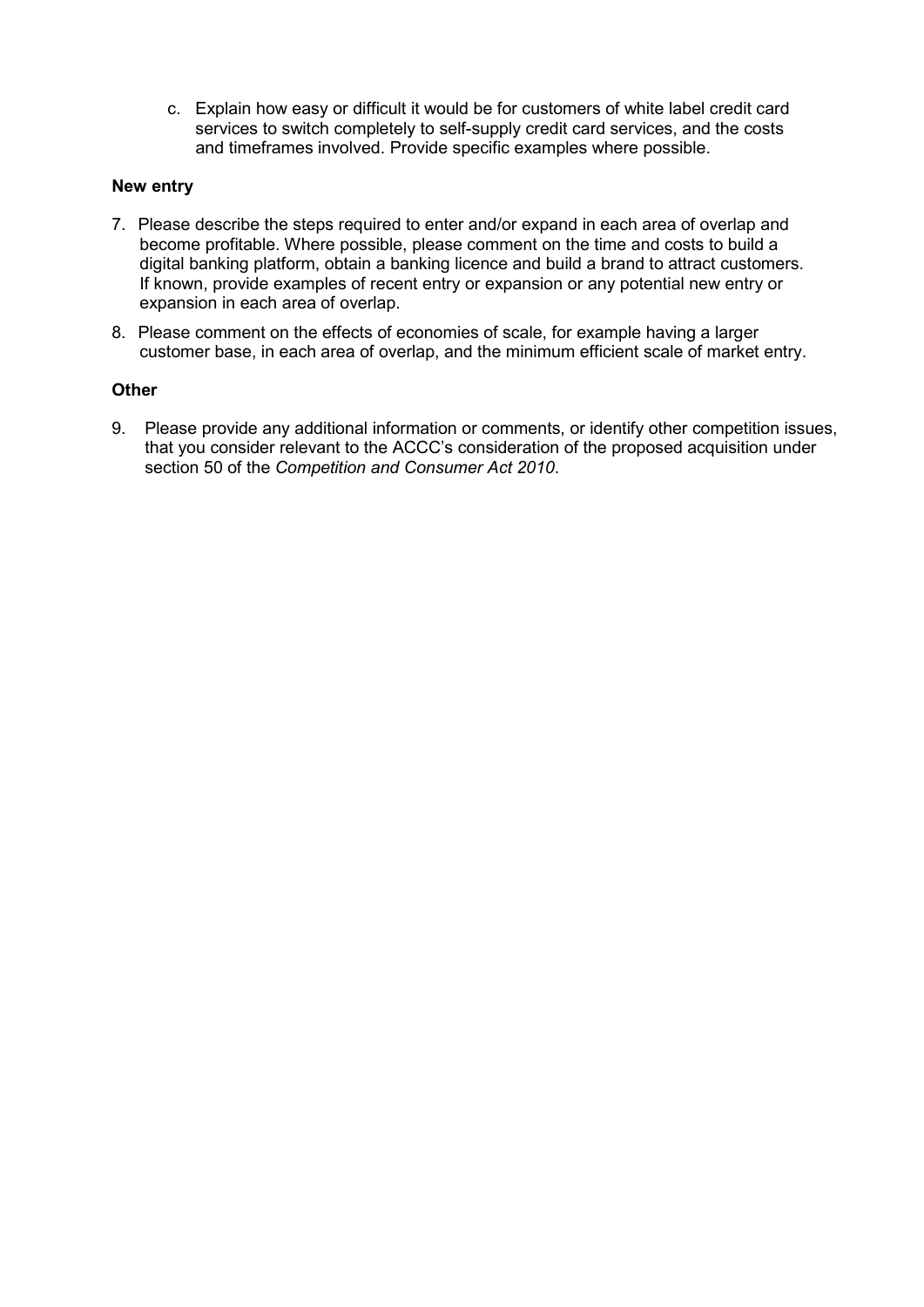c. Explain how easy or difficult it would be for customers of white label credit card services to switch completely to self-supply credit card services, and the costs and timeframes involved. Provide specific examples where possible.

**New entry**

7. Please describe the steps required to enter and/or expand in each area of overlap and become profitable. Where possible, please comment on the time and costs to build a digital banking platform, obtain a banking licence and build a brand to attract customers. If known, provide examples of recent entry or expansion or any potential new entry or expansion in each area of overlap.

8. Please comment on the effects of economies of scale, for example having a larger customer base, in each area of overlap, and the minimum efficient scale of market entry.

**Other**

9. Please provide any additional information or comments, or identify other competition issues, that you consider relevant to the ACCC's consideration of the proposed acquisition under section 50 of the *Competition and Consumer Act 2010*.